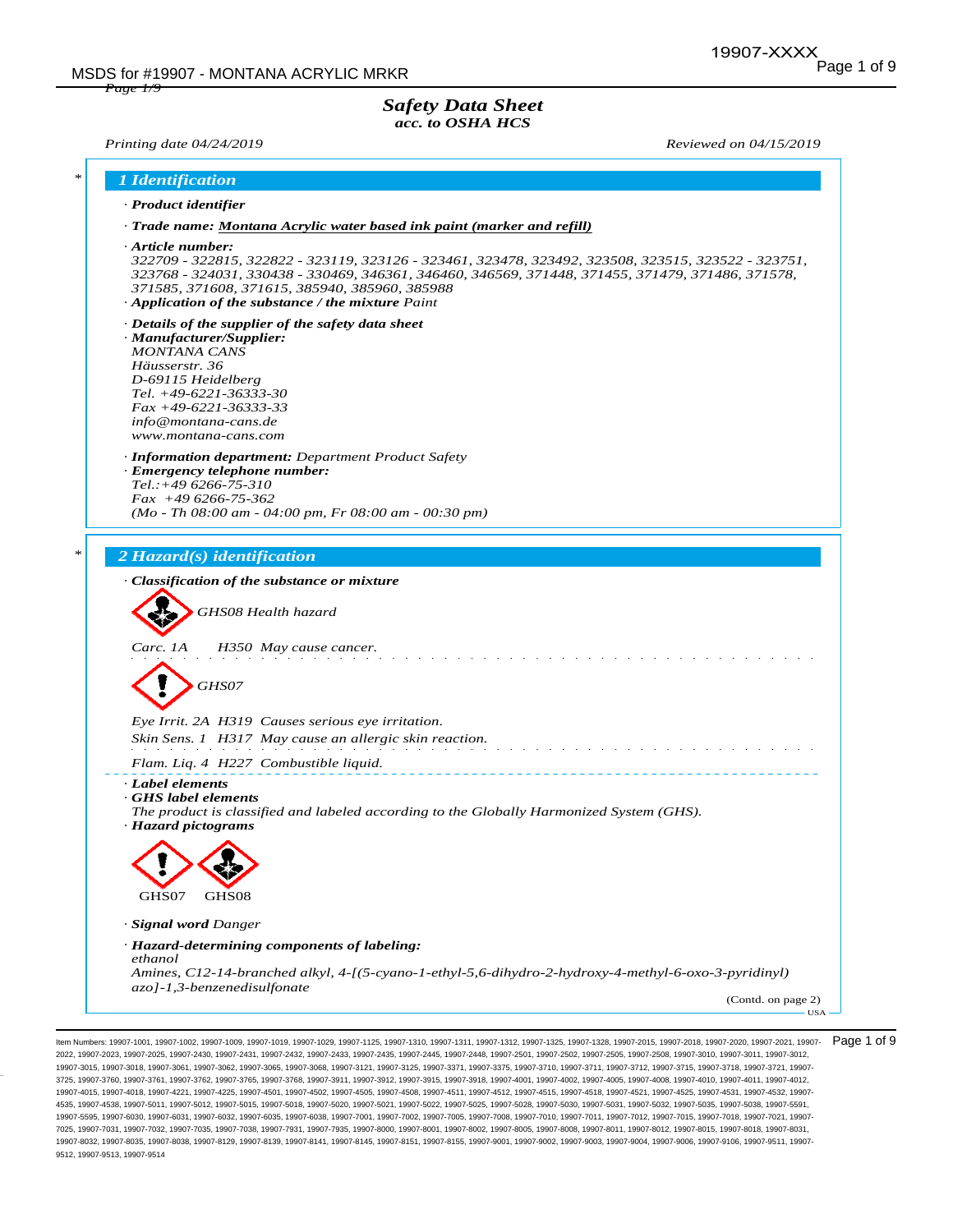# Safety Data Sheet
### acc. to OSHA HCS

*Printing date 04/24/2019* *Reviewed on 04/15/2019*

## 1 Identification

· **Product identifier**

· **Trade name:** Montana Acrylic water based ink paint (marker and refill)

· **Article number:**
322709 - 322815, 322822 - 323119, 323126 - 323461, 323478, 323492, 323508, 323515, 323522 - 323751, 323768 - 324031, 330438 - 330469, 346361, 346460, 346569, 371448, 371455, 371479, 371486, 371578, 371585, 371608, 371615, 385940, 385960, 385988

· **Application of the substance / the mixture** Paint

· **Details of the supplier of the safety data sheet**

· **Manufacturer/Supplier:**
MONTANA CANS
Häusserstr. 36
D-69115 Heidelberg
Tel. +49-6221-36333-30
Fax +49-6221-36333-33
info@montana-cans.de
www.montana-cans.com

· **Information department:** Department Product Safety

· **Emergency telephone number:**
Tel.:+49 6266-75-310
Fax +49 6266-75-362
(Mo - Th 08:00 am - 04:00 pm, Fr 08:00 am - 00:30 pm)

## 2 Hazard(s) identification

· **Classification of the substance or mixture**

GHS08 Health hazard

Carc. 1A H350 May cause cancer.

GHS07

Eye Irrit. 2A H319 Causes serious eye irritation.
Skin Sens. 1 H317 May cause an allergic skin reaction.

Flam. Liq. 4 H227 Combustible liquid.

· **Label elements**

· **GHS label elements**
The product is classified and labeled according to the Globally Harmonized System (GHS).

· **Hazard pictograms**

GHS07 GHS08

· **Signal word** Danger

· **Hazard-determining components of labeling:**
ethanol
Amines, C12-14-branched alkyl, 4-[(5-cyano-1-ethyl-5,6-dihydro-2-hydroxy-4-methyl-6-oxo-3-pyridinyl) azo]-1,3-benzenedisulfonate

(Contd. on page 2)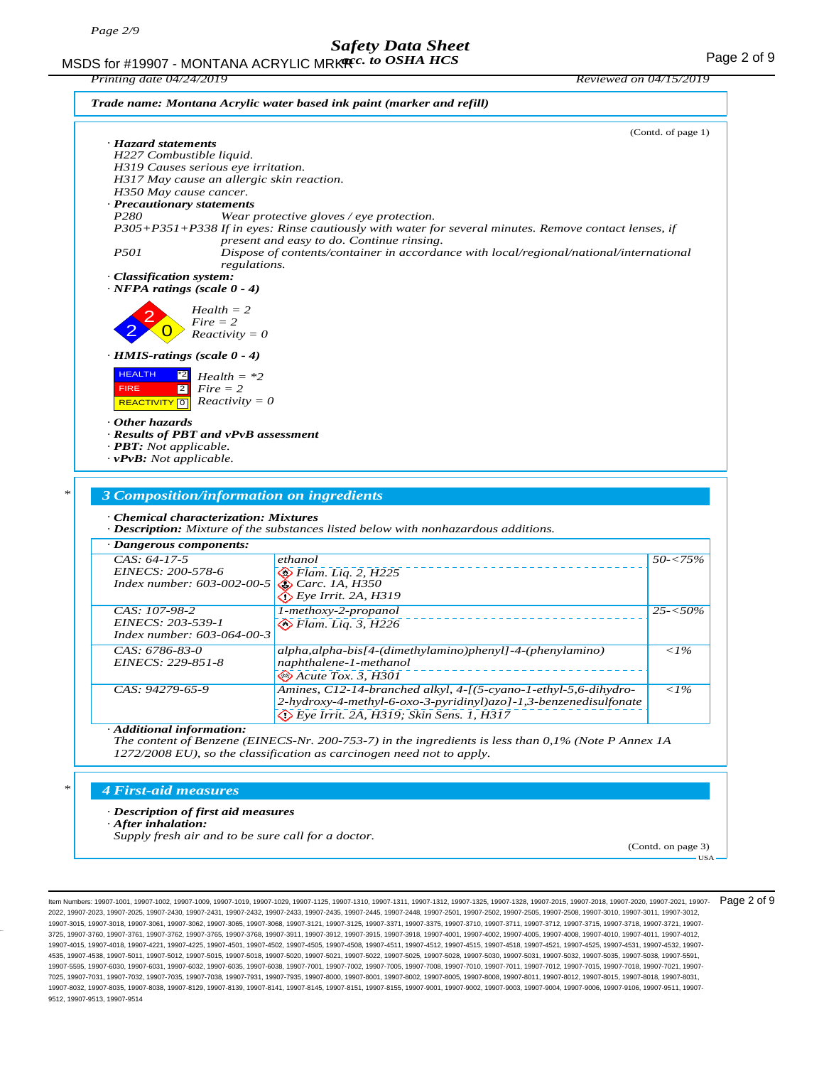**Trade name: Montana Acrylic water based ink paint (marker and refill)**

(Contd. of page 1)

· **Hazard statements**
H227 Combustible liquid.
H319 Causes serious eye irritation.
H317 May cause an allergic skin reaction.
H350 May cause cancer.

· **Precautionary statements**
P280 Wear protective gloves / eye protection.
P305+P351+P338 If in eyes: Rinse cautiously with water for several minutes. Remove contact lenses, if present and easy to do. Continue rinsing.
P501 Dispose of contents/container in accordance with local/regional/national/international regulations.

· **Classification system:**
· **NFPA ratings (scale 0 - 4)**

Health = 2
Fire = 2
Reactivity = 0

· **HMIS-ratings (scale 0 - 4)**

| | |
|---|---|
| HEALTH | *2 |
| FIRE | 2 |
| REACTIVITY | 0 |

Health = *2
Fire = 2
Reactivity = 0

· **Other hazards**
· **Results of PBT and vPvB assessment**
· **PBT:** Not applicable.
· **vPvB:** Not applicable.

## 3 Composition/information on ingredients

· **Chemical characterization: Mixtures**
· **Description:** Mixture of the substances listed below with nonhazardous additions.

| · Dangerous components: | | |
|---|---|---|
| CAS: 64-17-5<br>EINECS: 200-578-6<br>Index number: 603-002-00-5 | ethanol<br>Flam. Liq. 2, H225<br>Carc. 1A, H350<br>Eye Irrit. 2A, H319 | 50-<75% |
| CAS: 107-98-2<br>EINECS: 203-539-1<br>Index number: 603-064-00-3 | 1-methoxy-2-propanol<br>Flam. Liq. 3, H226 | 25-<50% |
| CAS: 6786-83-0<br>EINECS: 229-851-8 | alpha,alpha-bis[4-(dimethylamino)phenyl]-4-(phenylamino) naphthalene-1-methanol<br>Acute Tox. 3, H301 | <1% |
| CAS: 94279-65-9 | Amines, C12-14-branched alkyl, 4-[(5-cyano-1-ethyl-5,6-dihydro-2-hydroxy-4-methyl-6-oxo-3-pyridinyl)azo]-1,3-benzenedisulfonate<br>Eye Irrit. 2A, H319; Skin Sens. 1, H317 | <1% |

· **Additional information:**
The content of Benzene (EINECS-Nr. 200-753-7) in the ingredients is less than 0,1% (Note P Annex 1A 1272/2008 EU), so the classification as carcinogen need not to apply.

## 4 First-aid measures

· **Description of first aid measures**
· **After inhalation:**
Supply fresh air and to be sure call for a doctor.

(Contd. on page 3)

Item Numbers: 19907-1001, 19907-1002, 19907-1009, 19907-1019, 19907-1029, 19907-1125, 19907-1310, 19907-1311, 19907-1312, 19907-1325, 19907-1328, 19907-2015, 19907-2018, 19907-2020, 19907-2021, 19907-2022, 19907-2023, 19907-2025, 19907-2430, 19907-2431, 19907-2432, 19907-2433, 19907-2435, 19907-2445, 19907-2448, 19907-2501, 19907-2502, 19907-2505, 19907-2508, 19907-3010, 19907-3011, 19907-3012, 19907-3015, 19907-3018, 19907-3061, 19907-3062, 19907-3065, 19907-3068, 19907-3121, 19907-3125, 19907-3371, 19907-3375, 19907-3710, 19907-3711, 19907-3712, 19907-3715, 19907-3718, 19907-3721, 19907-3725, 19907-3760, 19907-3761, 19907-3762, 19907-3765, 19907-3768, 19907-3911, 19907-3912, 19907-3915, 19907-3918, 19907-4001, 19907-4002, 19907-4005, 19907-4008, 19907-4010, 19907-4011, 19907-4012, 19907-4015, 19907-4018, 19907-4221, 19907-4225, 19907-4501, 19907-4502, 19907-4505, 19907-4508, 19907-4511, 19907-4512, 19907-4515, 19907-4518, 19907-4521, 19907-4525, 19907-4531, 19907-4532, 19907-4535, 19907-4538, 19907-5011, 19907-5012, 19907-5015, 19907-5018, 19907-5020, 19907-5021, 19907-5022, 19907-5025, 19907-5028, 19907-5030, 19907-5031, 19907-5032, 19907-5035, 19907-5038, 19907-5591, 19907-5595, 19907-6030, 19907-6031, 19907-6032, 19907-6035, 19907-6038, 19907-7001, 19907-7002, 19907-7005, 19907-7008, 19907-7010, 19907-7011, 19907-7012, 19907-7015, 19907-7018, 19907-7021, 19907-7025, 19907-7031, 19907-7032, 19907-7035, 19907-7038, 19907-7931, 19907-7935, 19907-8000, 19907-8001, 19907-8002, 19907-8005, 19907-8008, 19907-8011, 19907-8012, 19907-8015, 19907-8018, 19907-8031, 19907-8032, 19907-8035, 19907-8038, 19907-8129, 19907-8139, 19907-8141, 19907-8145, 19907-8151, 19907-8155, 19907-9001, 19907-9002, 19907-9003, 19907-9004, 19907-9006, 19907-9106, 19907-9511, 19907-9512, 19907-9513, 19907-9514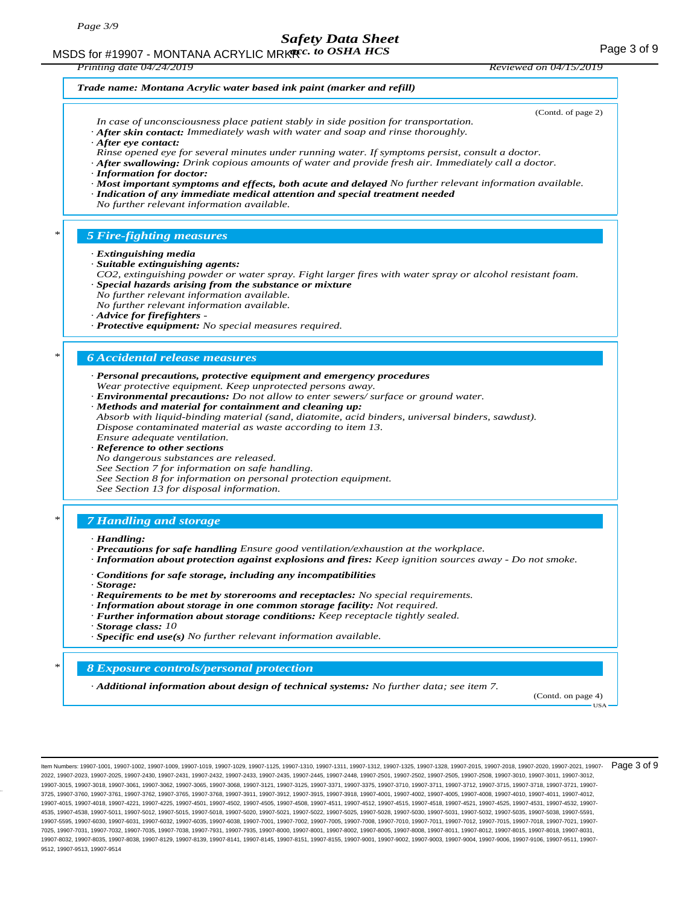**Trade name: Montana Acrylic water based ink paint (marker and refill)**

(Contd. of page 2)

*In case of unconsciousness place patient stably in side position for transportation.*
· ***After skin contact:*** *Immediately wash with water and soap and rinse thoroughly.*
· ***After eye contact:***
*Rinse opened eye for several minutes under running water. If symptoms persist, consult a doctor.*
· ***After swallowing:*** *Drink copious amounts of water and provide fresh air. Immediately call a doctor.*
· ***Information for doctor:***
· ***Most important symptoms and effects, both acute and delayed*** *No further relevant information available.*
· ***Indication of any immediate medical attention and special treatment needed***
*No further relevant information available.*

## 5 Fire-fighting measures

· ***Extinguishing media***
· ***Suitable extinguishing agents:***
*CO2, extinguishing powder or water spray. Fight larger fires with water spray or alcohol resistant foam.*
· ***Special hazards arising from the substance or mixture***
*No further relevant information available.*
*No further relevant information available.*
· ***Advice for firefighters*** *-*
· ***Protective equipment:*** *No special measures required.*

## 6 Accidental release measures

· ***Personal precautions, protective equipment and emergency procedures***
*Wear protective equipment. Keep unprotected persons away.*
· ***Environmental precautions:*** *Do not allow to enter sewers/ surface or ground water.*
· ***Methods and material for containment and cleaning up:***
*Absorb with liquid-binding material (sand, diatomite, acid binders, universal binders, sawdust).*
*Dispose contaminated material as waste according to item 13.*
*Ensure adequate ventilation.*
· ***Reference to other sections***
*No dangerous substances are released.*
*See Section 7 for information on safe handling.*
*See Section 8 for information on personal protection equipment.*
*See Section 13 for disposal information.*

## 7 Handling and storage

· ***Handling:***
· ***Precautions for safe handling*** *Ensure good ventilation/exhaustion at the workplace.*
· ***Information about protection against explosions and fires:*** *Keep ignition sources away - Do not smoke.*

· ***Conditions for safe storage, including any incompatibilities***
· ***Storage:***
· ***Requirements to be met by storerooms and receptacles:*** *No special requirements.*
· ***Information about storage in one common storage facility:*** *Not required.*
· ***Further information about storage conditions:*** *Keep receptacle tightly sealed.*
· ***Storage class:*** *10*
· ***Specific end use(s)*** *No further relevant information available.*

## 8 Exposure controls/personal protection

· ***Additional information about design of technical systems:*** *No further data; see item 7.*

(Contd. on page 4)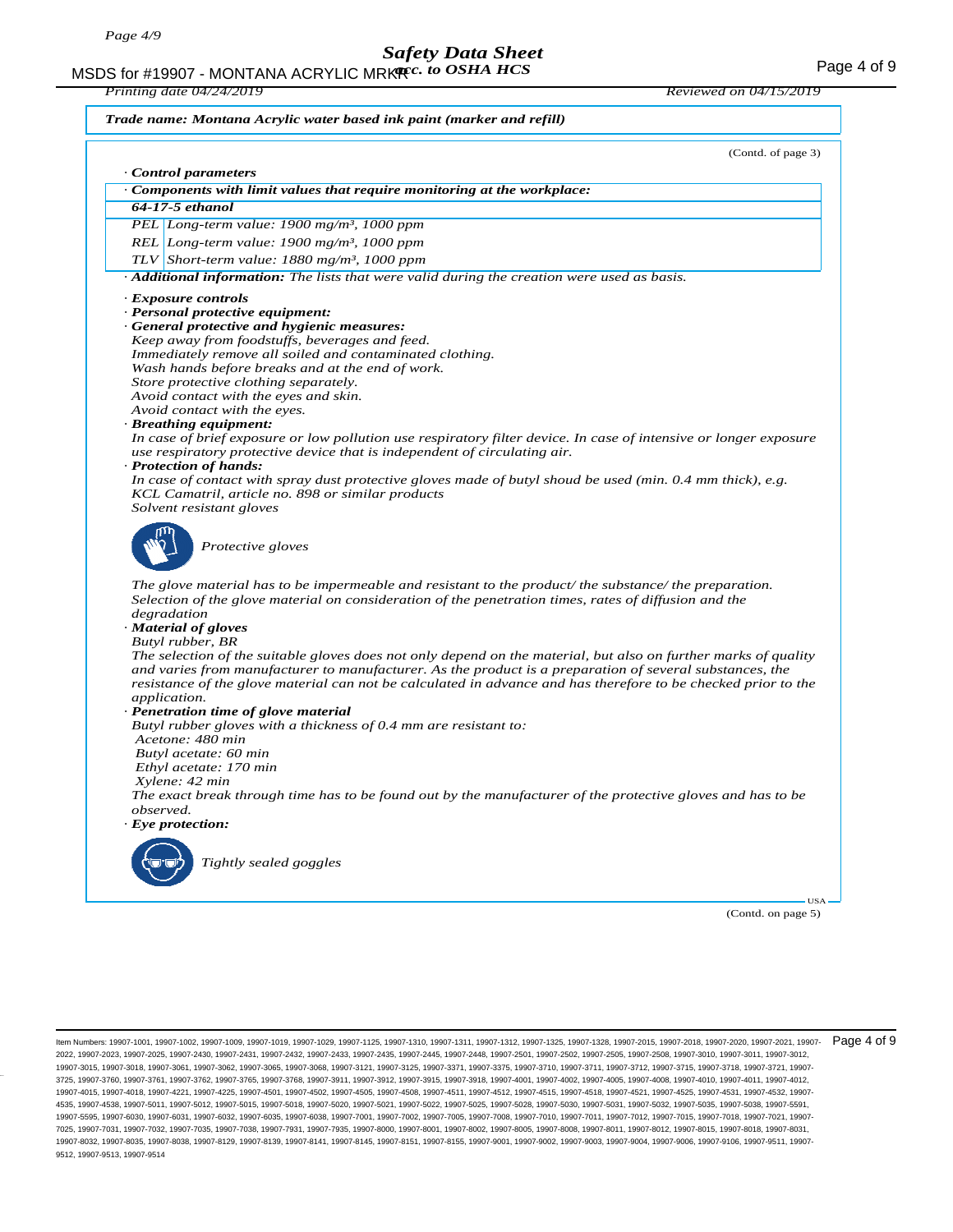**Trade name: Montana Acrylic water based ink paint (marker and refill)**

(Contd. of page 3)

· **Control parameters**

· **Components with limit values that require monitoring at the workplace:**

| 64-17-5 ethanol | |
|---|---|
| PEL | Long-term value: 1900 mg/m³, 1000 ppm |
| REL | Long-term value: 1900 mg/m³, 1000 ppm |
| TLV | Short-term value: 1880 mg/m³, 1000 ppm |

· **Additional information:** The lists that were valid during the creation were used as basis.

· **Exposure controls**

· **Personal protective equipment:**

· **General protective and hygienic measures:**
Keep away from foodstuffs, beverages and feed.
Immediately remove all soiled and contaminated clothing.
Wash hands before breaks and at the end of work.
Store protective clothing separately.
Avoid contact with the eyes and skin.
Avoid contact with the eyes.

· **Breathing equipment:**
In case of brief exposure or low pollution use respiratory filter device. In case of intensive or longer exposure use respiratory protective device that is independent of circulating air.

· **Protection of hands:**
In case of contact with spray dust protective gloves made of butyl shoud be used (min. 0.4 mm thick), e.g. KCL Camatril, article no. 898 or similar products
Solvent resistant gloves

Protective gloves

The glove material has to be impermeable and resistant to the product/ the substance/ the preparation.
Selection of the glove material on consideration of the penetration times, rates of diffusion and the degradation

· **Material of gloves**
Butyl rubber, BR
The selection of the suitable gloves does not only depend on the material, but also on further marks of quality and varies from manufacturer to manufacturer. As the product is a preparation of several substances, the resistance of the glove material can not be calculated in advance and has therefore to be checked prior to the application.

· **Penetration time of glove material**
Butyl rubber gloves with a thickness of 0.4 mm are resistant to:
Acetone: 480 min
Butyl acetate: 60 min
Ethyl acetate: 170 min
Xylene: 42 min
The exact break through time has to be found out by the manufacturer of the protective gloves and has to be observed.

· **Eye protection:**

Tightly sealed goggles

(Contd. on page 5)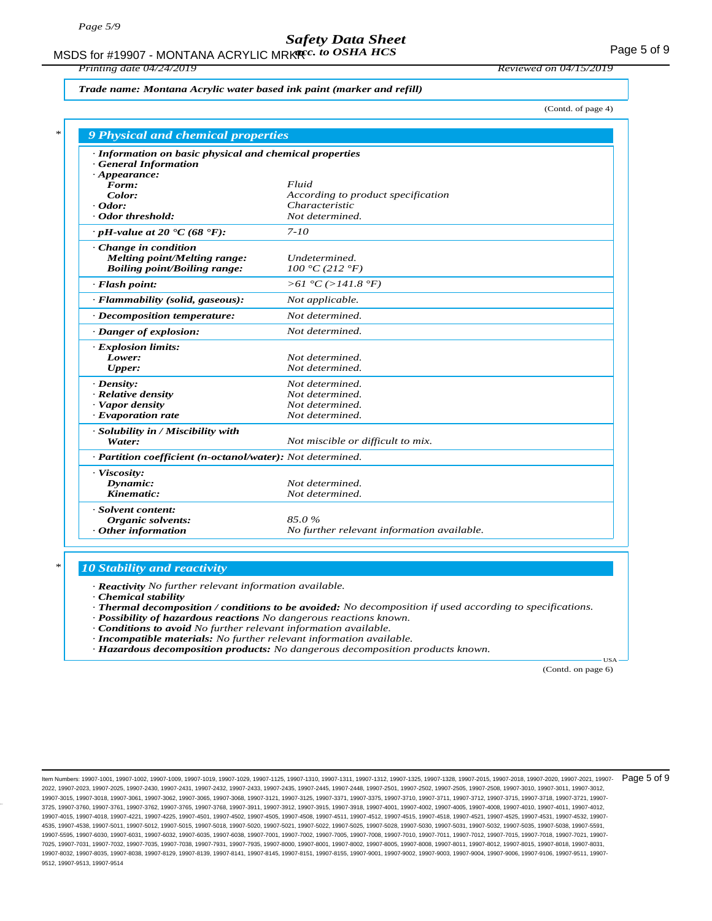**Trade name: Montana Acrylic water based ink paint (marker and refill)**

(Contd. of page 4)

## 9 Physical and chemical properties

| | |
|---|---|
| **· Information on basic physical and chemical properties** | |
| **· General Information** | |
| **· Appearance:** | |
| **Form:** | *Fluid* |
| **Color:** | *According to product specification* |
| **· Odor:** | *Characteristic* |
| **· Odor threshold:** | *Not determined.* |
| **· pH-value at 20 °C (68 °F):** | *7-10* |
| **· Change in condition** | |
| **Melting point/Melting range:** | *Undetermined.* |
| **Boiling point/Boiling range:** | *100 °C (212 °F)* |
| **· Flash point:** | *>61 °C (>141.8 °F)* |
| **· Flammability (solid, gaseous):** | *Not applicable.* |
| **· Decomposition temperature:** | *Not determined.* |
| **· Danger of explosion:** | *Not determined.* |
| **· Explosion limits:** | |
| **Lower:** | *Not determined.* |
| **Upper:** | *Not determined.* |
| **· Density:** | *Not determined.* |
| **· Relative density** | *Not determined.* |
| **· Vapor density** | *Not determined.* |
| **· Evaporation rate** | *Not determined.* |
| **· Solubility in / Miscibility with** | |
| **Water:** | *Not miscible or difficult to mix.* |
| **· Partition coefficient (n-octanol/water):** | *Not determined.* |
| **· Viscosity:** | |
| **Dynamic:** | *Not determined.* |
| **Kinematic:** | *Not determined.* |
| **· Solvent content:** | |
| **Organic solvents:** | *85.0 %* |
| **· Other information** | *No further relevant information available.* |

## 10 Stability and reactivity

- **Reactivity** *No further relevant information available.*
- **Chemical stability**
- **Thermal decomposition / conditions to be avoided:** *No decomposition if used according to specifications.*
- **Possibility of hazardous reactions** *No dangerous reactions known.*
- **Conditions to avoid** *No further relevant information available.*
- **Incompatible materials:** *No further relevant information available.*
- **Hazardous decomposition products:** *No dangerous decomposition products known.*

USA

(Contd. on page 6)

Item Numbers: 19907-1001, 19907-1002, 19907-1009, 19907-1019, 19907-1029, 19907-1125, 19907-1310, 19907-1311, 19907-1312, 19907-1325, 19907-1328, 19907-2015, 19907-2018, 19907-2020, 19907-2021, 19907-2022, 19907-2023, 19907-2025, 19907-2430, 19907-2431, 19907-2432, 19907-2433, 19907-2435, 19907-2445, 19907-2448, 19907-2501, 19907-2502, 19907-2505, 19907-2508, 19907-3010, 19907-3011, 19907-3012, 19907-3015, 19907-3018, 19907-3061, 19907-3062, 19907-3065, 19907-3068, 19907-3121, 19907-3125, 19907-3371, 19907-3375, 19907-3710, 19907-3711, 19907-3712, 19907-3715, 19907-3718, 19907-3721, 19907-3725, 19907-3760, 19907-3761, 19907-3762, 19907-3765, 19907-3768, 19907-3911, 19907-3912, 19907-3915, 19907-3918, 19907-4001, 19907-4002, 19907-4005, 19907-4008, 19907-4010, 19907-4011, 19907-4012, 19907-4015, 19907-4018, 19907-4221, 19907-4225, 19907-4501, 19907-4502, 19907-4505, 19907-4508, 19907-4511, 19907-4512, 19907-4515, 19907-4518, 19907-4521, 19907-4525, 19907-4531, 19907-4532, 19907-4535, 19907-4538, 19907-5011, 19907-5012, 19907-5015, 19907-5018, 19907-5020, 19907-5021, 19907-5022, 19907-5025, 19907-5028, 19907-5030, 19907-5031, 19907-5032, 19907-5035, 19907-5038, 19907-5591, 19907-5595, 19907-6030, 19907-6031, 19907-6032, 19907-6035, 19907-6038, 19907-7001, 19907-7002, 19907-7005, 19907-7008, 19907-7010, 19907-7011, 19907-7012, 19907-7015, 19907-7018, 19907-7021, 19907-7025, 19907-7031, 19907-7032, 19907-7035, 19907-7038, 19907-7931, 19907-7935, 19907-8000, 19907-8001, 19907-8002, 19907-8005, 19907-8008, 19907-8011, 19907-8012, 19907-8015, 19907-8018, 19907-8031, 19907-8032, 19907-8035, 19907-8038, 19907-8129, 19907-8139, 19907-8141, 19907-8145, 19907-8151, 19907-8155, 19907-9001, 19907-9002, 19907-9003, 19907-9004, 19907-9006, 19907-9106, 19907-9511, 19907-9512, 19907-9513, 19907-9514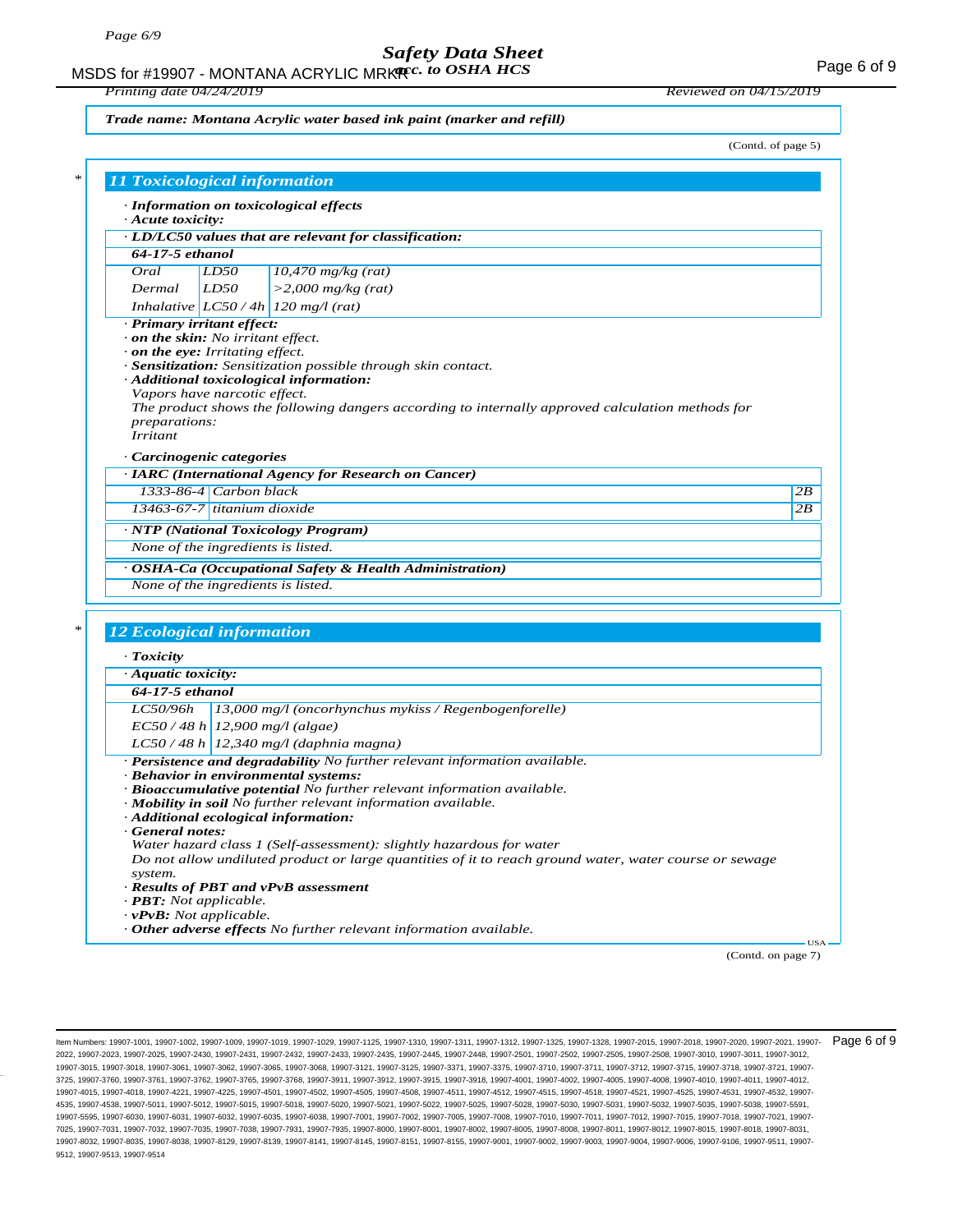**Trade name: Montana Acrylic water based ink paint (marker and refill)**

(Contd. of page 5)

## 11 Toxicological information

· **Information on toxicological effects**
· **Acute toxicity:**

| · LD/LC50 values that are relevant for classification: | | |
|---|---|---|
| **64-17-5 ethanol** | | |
| Oral | LD50 | 10,470 mg/kg (rat) |
| Dermal | LD50 | >2,000 mg/kg (rat) |
| Inhalative | LC50 / 4h | 120 mg/l (rat) |

· **Primary irritant effect:**
· **on the skin:** No irritant effect.
· **on the eye:** Irritating effect.
· **Sensitization:** Sensitization possible through skin contact.
· **Additional toxicological information:**
Vapors have narcotic effect.
The product shows the following dangers according to internally approved calculation methods for preparations:
Irritant

· **Carcinogenic categories**

| · IARC (International Agency for Research on Cancer) | | |
|---|---|---|
| 1333-86-4 | Carbon black | 2B |
| 13463-67-7 | titanium dioxide | 2B |

· **NTP (National Toxicology Program)**
None of the ingredients is listed.

· **OSHA-Ca (Occupational Safety & Health Administration)**
None of the ingredients is listed.

## 12 Ecological information

· **Toxicity**

| · Aquatic toxicity: | |
|---|---|
| **64-17-5 ethanol** | |
| LC50/96h | 13,000 mg/l (oncorhynchus mykiss / Regenbogenforelle) |
| EC50 / 48 h | 12,900 mg/l (algae) |
| LC50 / 48 h | 12,340 mg/l (daphnia magna) |

· **Persistence and degradability** No further relevant information available.
· **Behavior in environmental systems:**
· **Bioaccumulative potential** No further relevant information available.
· **Mobility in soil** No further relevant information available.
· **Additional ecological information:**
· **General notes:**
Water hazard class 1 (Self-assessment): slightly hazardous for water
Do not allow undiluted product or large quantities of it to reach ground water, water course or sewage system.
· **Results of PBT and vPvB assessment**
· **PBT:** Not applicable.
· **vPvB:** Not applicable.
· **Other adverse effects** No further relevant information available.

(Contd. on page 7)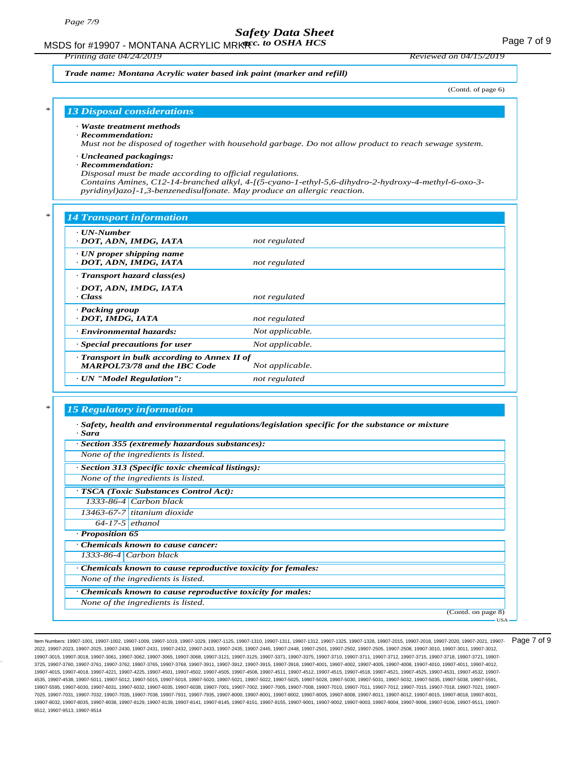**Trade name: Montana Acrylic water based ink paint (marker and refill)**

(Contd. of page 6)

## 13 Disposal considerations

· **Waste treatment methods**
· **Recommendation:**
Must not be disposed of together with household garbage. Do not allow product to reach sewage system.

· **Uncleaned packagings:**
· **Recommendation:**
Disposal must be made according to official regulations.
Contains Amines, C12-14-branched alkyl, 4-[(5-cyano-1-ethyl-5,6-dihydro-2-hydroxy-4-methyl-6-oxo-3-pyridinyl)azo]-1,3-benzenedisulfonate. May produce an allergic reaction.

## 14 Transport information

| | |
|---|---|
| · **UN-Number**<br>· **DOT, ADN, IMDG, IATA** | not regulated |
| · **UN proper shipping name**<br>· **DOT, ADN, IMDG, IATA** | not regulated |
| · **Transport hazard class(es)**<br>· **DOT, ADN, IMDG, IATA**<br>· **Class** | not regulated |
| · **Packing group**<br>· **DOT, IMDG, IATA** | not regulated |
| · **Environmental hazards:** | Not applicable. |
| · **Special precautions for user** | Not applicable. |
| · **Transport in bulk according to Annex II of MARPOL73/78 and the IBC Code** | Not applicable. |
| · **UN "Model Regulation":** | not regulated |

## 15 Regulatory information

· **Safety, health and environmental regulations/legislation specific for the substance or mixture**
· **Sara**

· **Section 355 (extremely hazardous substances):**
None of the ingredients is listed.

· **Section 313 (Specific toxic chemical listings):**
None of the ingredients is listed.

· **TSCA (Toxic Substances Control Act):**

| | |
|---|---|
| 1333-86-4 | Carbon black |
| 13463-67-7 | titanium dioxide |
| 64-17-5 | ethanol |

· **Proposition 65**

· **Chemicals known to cause cancer:**

| | |
|---|---|
| 1333-86-4 | Carbon black |

· **Chemicals known to cause reproductive toxicity for females:**
None of the ingredients is listed.

· **Chemicals known to cause reproductive toxicity for males:**
None of the ingredients is listed.

(Contd. on page 8)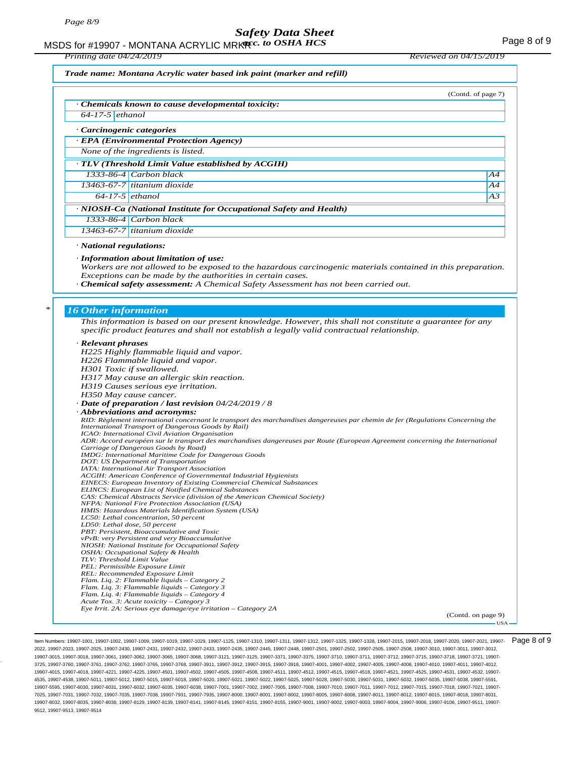**Trade name: Montana Acrylic water based ink paint (marker and refill)**

(Contd. of page 7)

**· Chemicals known to cause developmental toxicity:**

| | |
|---|---|
| 64-17-5 | ethanol |

**· Carcinogenic categories**

**· EPA (Environmental Protection Agency)**

None of the ingredients is listed.

**· TLV (Threshold Limit Value established by ACGIH)**

| | | |
|---|---|---|
| 1333-86-4 | Carbon black | A4 |
| 13463-67-7 | titanium dioxide | A4 |
| 64-17-5 | ethanol | A3 |

**· NIOSH-Ca (National Institute for Occupational Safety and Health)**

| | |
|---|---|
| 1333-86-4 | Carbon black |
| 13463-67-7 | titanium dioxide |

**· National regulations:**

**· Information about limitation of use:**

Workers are not allowed to be exposed to the hazardous carcinogenic materials contained in this preparation. Exceptions can be made by the authorities in certain cases.

**· Chemical safety assessment:** A Chemical Safety Assessment has not been carried out.

## 16 Other information

This information is based on our present knowledge. However, this shall not constitute a guarantee for any specific product features and shall not establish a legally valid contractual relationship.

**· Relevant phrases**

H225 Highly flammable liquid and vapor.
H226 Flammable liquid and vapor.
H301 Toxic if swallowed.
H317 May cause an allergic skin reaction.
H319 Causes serious eye irritation.
H350 May cause cancer.

**· Date of preparation / last revision** 04/24/2019 / 8

**· Abbreviations and acronyms:**

RID: Règlement international concernant le transport des marchandises dangereuses par chemin de fer (Regulations Concerning the International Transport of Dangerous Goods by Rail)
ICAO: International Civil Aviation Organisation
ADR: Accord européen sur le transport des marchandises dangereuses par Route (European Agreement concerning the International Carriage of Dangerous Goods by Road)
IMDG: International Maritime Code for Dangerous Goods
DOT: US Department of Transportation
IATA: International Air Transport Association
ACGIH: American Conference of Governmental Industrial Hygienists
EINECS: European Inventory of Existing Commercial Chemical Substances
ELINCS: European List of Notified Chemical Substances
CAS: Chemical Abstracts Service (division of the American Chemical Society)
NFPA: National Fire Protection Association (USA)
HMIS: Hazardous Materials Identification System (USA)
LC50: Lethal concentration, 50 percent
LD50: Lethal dose, 50 percent
PBT: Persistent, Bioaccumulative and Toxic
vPvB: very Persistent and very Bioaccumulative
NIOSH: National Institute for Occupational Safety
OSHA: Occupational Safety & Health
TLV: Threshold Limit Value
PEL: Permissible Exposure Limit
REL: Recommended Exposure Limit
Flam. Liq. 2: Flammable liquids – Category 2
Flam. Liq. 3: Flammable liquids – Category 3
Flam. Liq. 4: Flammable liquids – Category 4
Acute Tox. 3: Acute toxicity – Category 3
Eye Irrit. 2A: Serious eye damage/eye irritation – Category 2A

(Contd. on page 9)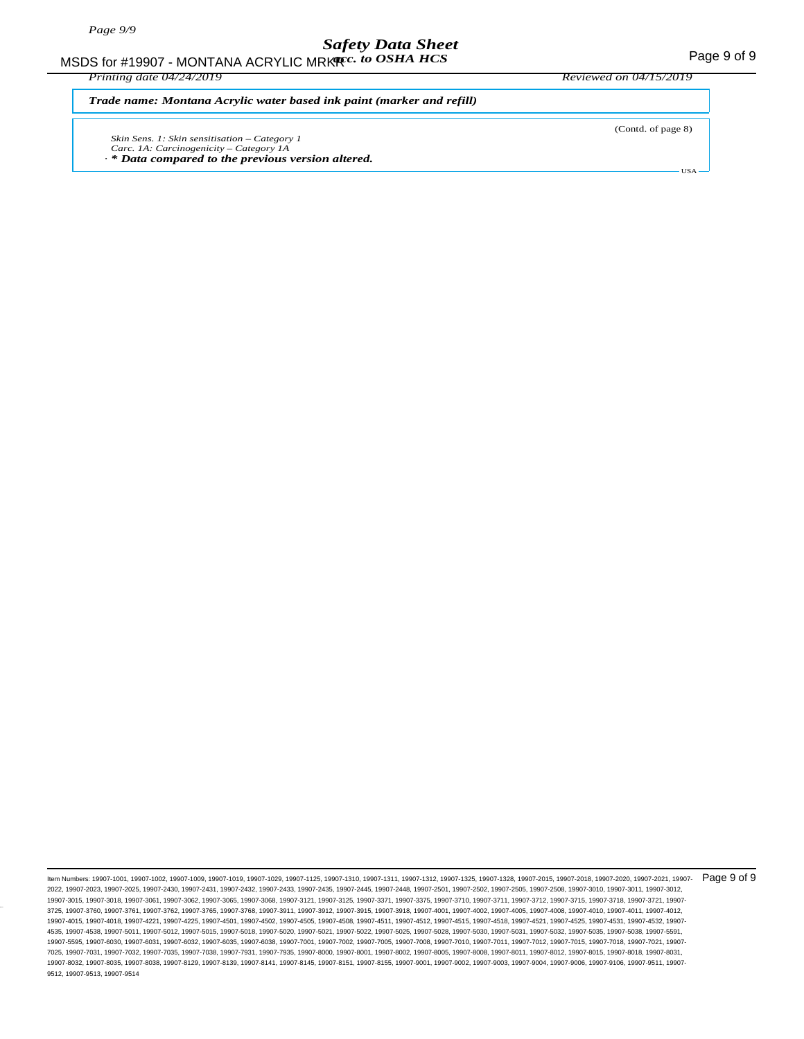*Trade name: Montana Acrylic water based ink paint (marker and refill)*

(Contd. of page 8)

*Skin Sens. 1: Skin sensitisation – Category 1*
*Carc. 1A: Carcinogenicity – Category 1A*

· ***\* Data compared to the previous version altered.***

Item Numbers: 19907-1001, 19907-1002, 19907-1009, 19907-1019, 19907-1029, 19907-1125, 19907-1310, 19907-1311, 19907-1312, 19907-1325, 19907-1328, 19907-2015, 19907-2018, 19907-2020, 19907-2021, 19907-2022, 19907-2023, 19907-2025, 19907-2430, 19907-2431, 19907-2432, 19907-2433, 19907-2435, 19907-2445, 19907-2448, 19907-2501, 19907-2502, 19907-2505, 19907-2508, 19907-3010, 19907-3011, 19907-3012, 19907-3015, 19907-3018, 19907-3061, 19907-3062, 19907-3065, 19907-3068, 19907-3121, 19907-3125, 19907-3371, 19907-3375, 19907-3710, 19907-3711, 19907-3712, 19907-3715, 19907-3718, 19907-3721, 19907-3725, 19907-3760, 19907-3761, 19907-3762, 19907-3765, 19907-3768, 19907-3911, 19907-3912, 19907-3915, 19907-3918, 19907-4001, 19907-4002, 19907-4005, 19907-4008, 19907-4010, 19907-4011, 19907-4012, 19907-4015, 19907-4018, 19907-4221, 19907-4225, 19907-4501, 19907-4502, 19907-4505, 19907-4508, 19907-4511, 19907-4512, 19907-4515, 19907-4518, 19907-4521, 19907-4525, 19907-4531, 19907-4532, 19907-4535, 19907-4538, 19907-5011, 19907-5012, 19907-5015, 19907-5018, 19907-5020, 19907-5021, 19907-5022, 19907-5025, 19907-5028, 19907-5030, 19907-5031, 19907-5032, 19907-5035, 19907-5038, 19907-5591, 19907-5595, 19907-6030, 19907-6031, 19907-6032, 19907-6035, 19907-6038, 19907-7001, 19907-7002, 19907-7005, 19907-7008, 19907-7010, 19907-7011, 19907-7012, 19907-7015, 19907-7018, 19907-7021, 19907-7025, 19907-7031, 19907-7032, 19907-7035, 19907-7038, 19907-7931, 19907-7935, 19907-8000, 19907-8001, 19907-8002, 19907-8005, 19907-8008, 19907-8011, 19907-8012, 19907-8015, 19907-8018, 19907-8031, 19907-8032, 19907-8035, 19907-8038, 19907-8129, 19907-8139, 19907-8141, 19907-8145, 19907-8151, 19907-8155, 19907-9001, 19907-9002, 19907-9003, 19907-9004, 19907-9006, 19907-9106, 19907-9511, 19907-9512, 19907-9513, 19907-9514